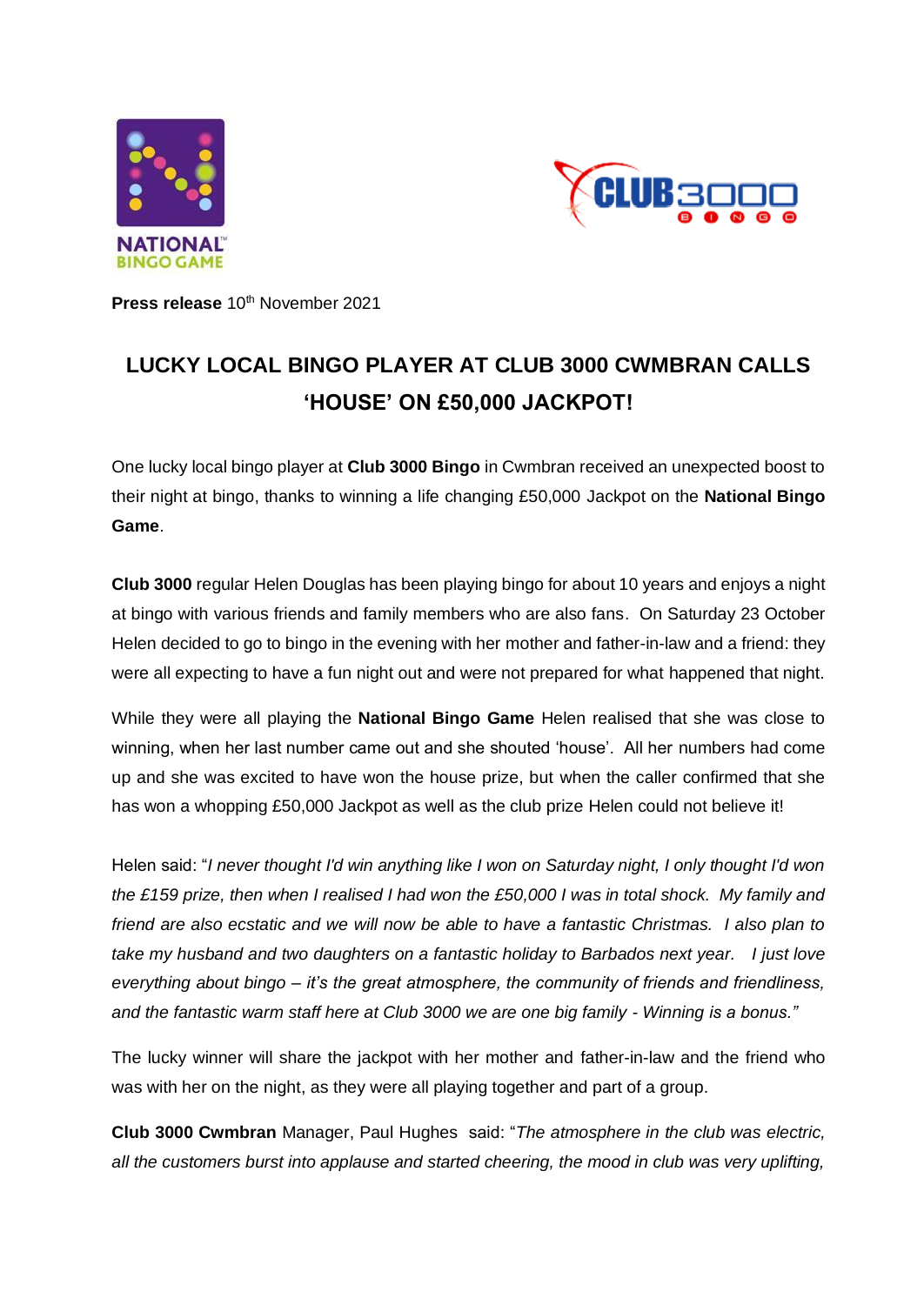**Press release** 10th November 2021

# LUCKY LOCAL BINGO PLAYER AT CLUB 3000 CWMBRAN CALLS 'HOUSE' ON £50,000 JACKPOT!

One lucky local bingo player at **Club 3000 Bingo** in Cwmbran received an unexpected boost to their night at bingo, thanks to winning a life changing £50,000 Jackpot on the **National Bingo Game**.

**Club 3000** regular Helen Douglas has been playing bingo for about 10 years and enjoys a night at bingo with various friends and family members who are also fans. On Saturday 23 October Helen decided to go to bingo in the evening with her mother and father-in-law and a friend: they were all expecting to have a fun night out and were not prepared for what happened that night.

While they were all playing the **National Bingo Game** Helen realised that she was close to winning, when her last number came out and she shouted 'house'. All her numbers had come up and she was excited to have won the house prize, but when the caller confirmed that she has won a whopping £50,000 Jackpot as well as the club prize Helen could not believe it!

Helen said: "*I never thought I'd win anything like I won on Saturday night, I only thought I'd won the £159 prize, then when I realised I had won the £50,000 I was in total shock. My family and friend are also ecstatic and we will now be able to have a fantastic Christmas. I also plan to take my husband and two daughters on a fantastic holiday to Barbados next year. I just love everything about bingo – it's the great atmosphere, the community of friends and friendliness, and the fantastic warm staff here at Club 3000 we are one big family - Winning is a bonus."*

The lucky winner will share the jackpot with her mother and father-in-law and the friend who was with her on the night, as they were all playing together and part of a group.

**Club 3000 Cwmbran** Manager, Paul Hughes said: "*The atmosphere in the club was electric, all the customers burst into applause and started cheering, the mood in club was very uplifting,*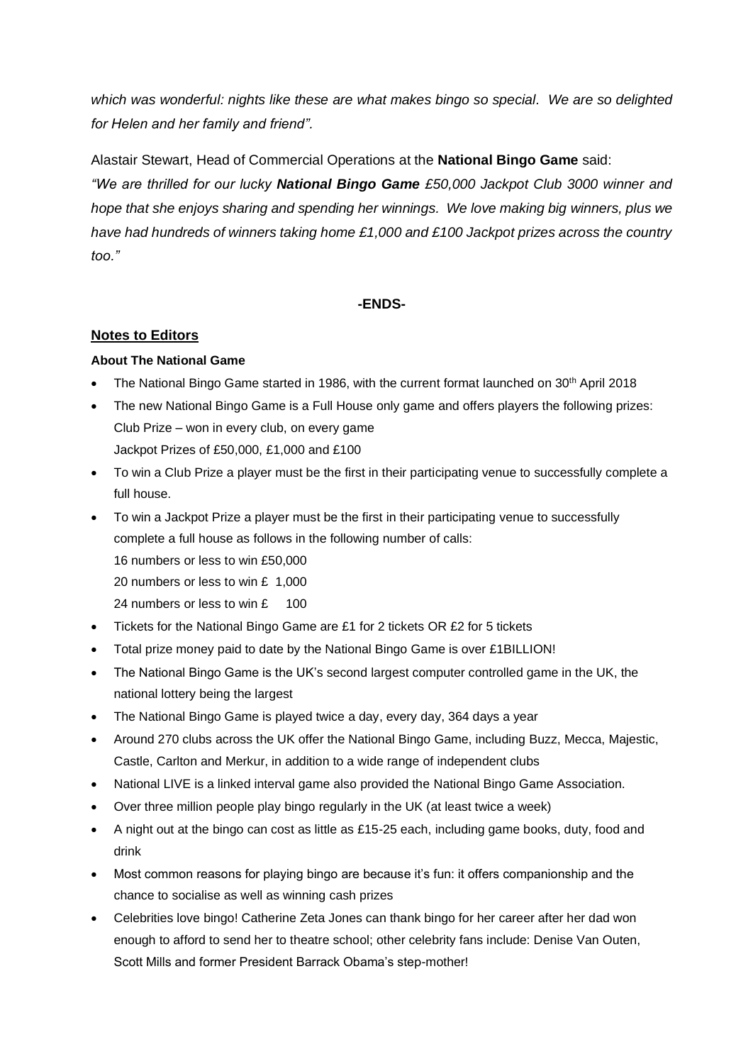*which was wonderful: nights like these are what makes bingo so special. We are so delighted for Helen and her family and friend".*

Alastair Stewart, Head of Commercial Operations at the **National Bingo Game** said:

*"We are thrilled for our lucky **National Bingo Game** £50,000 Jackpot Club 3000 winner and hope that she enjoys sharing and spending her winnings. We love making big winners, plus we have had hundreds of winners taking home £1,000 and £100 Jackpot prizes across the country too."*

**-ENDS-**

## Notes to Editors

### About The National Game

- The National Bingo Game started in 1986, with the current format launched on 30th April 2018
- The new National Bingo Game is a Full House only game and offers players the following prizes:
  Club Prize – won in every club, on every game
  Jackpot Prizes of £50,000, £1,000 and £100
- To win a Club Prize a player must be the first in their participating venue to successfully complete a full house.
- To win a Jackpot Prize a player must be the first in their participating venue to successfully complete a full house as follows in the following number of calls:
  16 numbers or less to win £50,000
  20 numbers or less to win £ 1,000
  24 numbers or less to win £ 100
- Tickets for the National Bingo Game are £1 for 2 tickets OR £2 for 5 tickets
- Total prize money paid to date by the National Bingo Game is over £1BILLION!
- The National Bingo Game is the UK's second largest computer controlled game in the UK, the national lottery being the largest
- The National Bingo Game is played twice a day, every day, 364 days a year
- Around 270 clubs across the UK offer the National Bingo Game, including Buzz, Mecca, Majestic, Castle, Carlton and Merkur, in addition to a wide range of independent clubs
- National LIVE is a linked interval game also provided the National Bingo Game Association.
- Over three million people play bingo regularly in the UK (at least twice a week)
- A night out at the bingo can cost as little as £15-25 each, including game books, duty, food and drink
- Most common reasons for playing bingo are because it's fun: it offers companionship and the chance to socialise as well as winning cash prizes
- Celebrities love bingo! Catherine Zeta Jones can thank bingo for her career after her dad won enough to afford to send her to theatre school; other celebrity fans include: Denise Van Outen, Scott Mills and former President Barrack Obama's step-mother!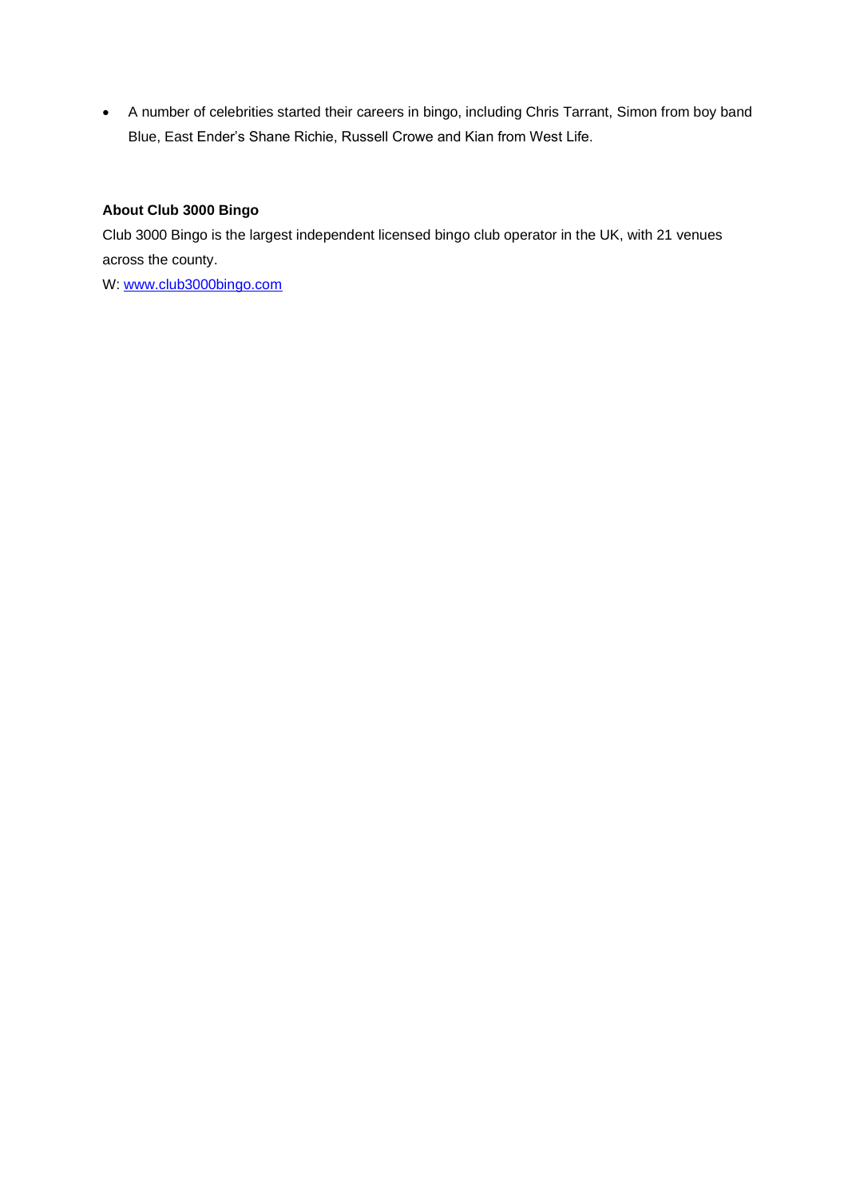- A number of celebrities started their careers in bingo, including Chris Tarrant, Simon from boy band Blue, East Ender's Shane Richie, Russell Crowe and Kian from West Life.

**About Club 3000 Bingo**

Club 3000 Bingo is the largest independent licensed bingo club operator in the UK, with 21 venues across the county.

W: [www.club3000bingo.com](http://www.club3000bingo.com)